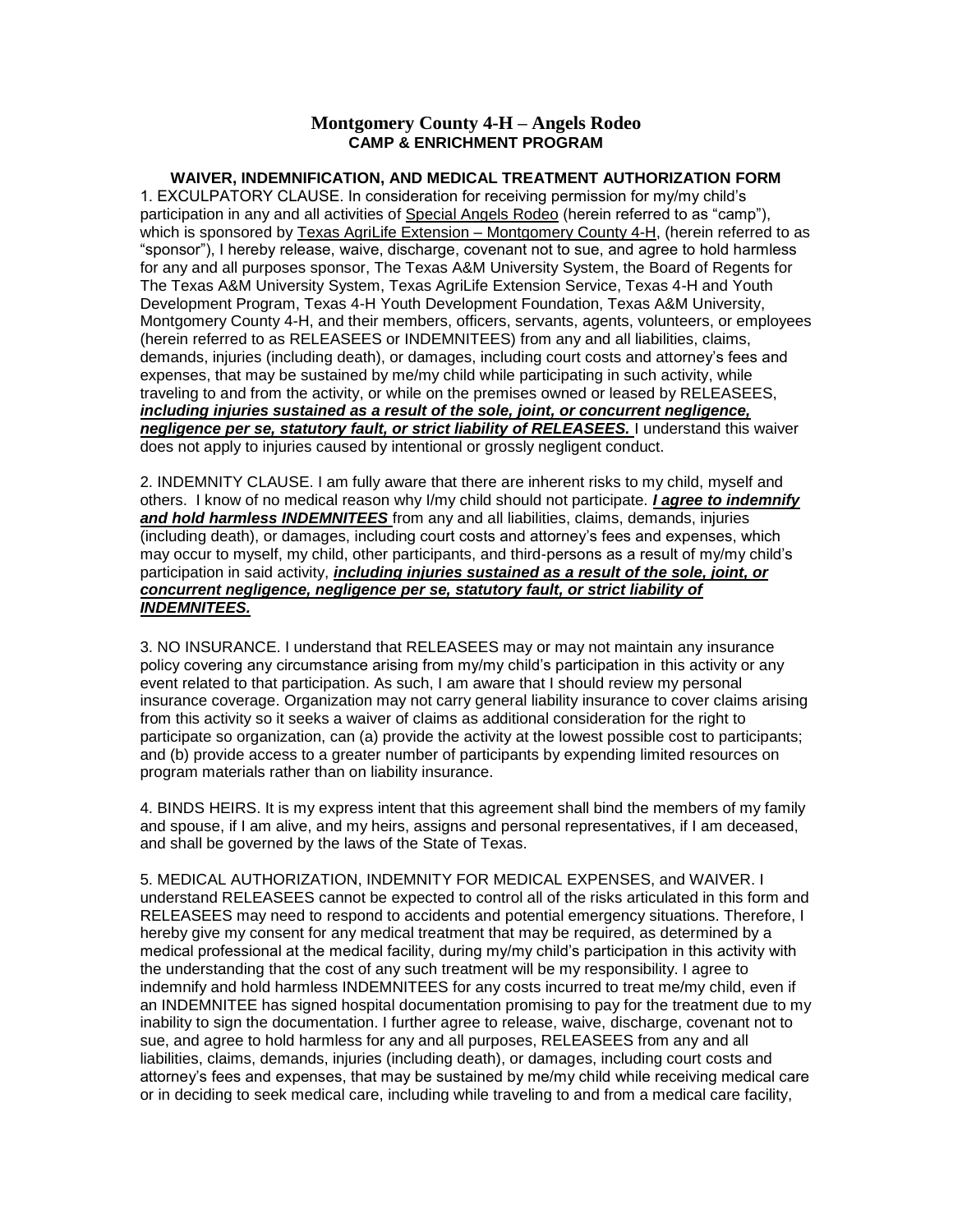# Montgomery County 4-H – Angels Rodeo
## CAMP & ENRICHMENT PROGRAM

### WAIVER, INDEMNIFICATION, AND MEDICAL TREATMENT AUTHORIZATION FORM

1. EXCULPATORY CLAUSE. In consideration for receiving permission for my/my child's participation in any and all activities of Special Angels Rodeo (herein referred to as "camp"), which is sponsored by Texas AgriLife Extension – Montgomery County 4-H, (herein referred to as "sponsor"), I hereby release, waive, discharge, covenant not to sue, and agree to hold harmless for any and all purposes sponsor, The Texas A&M University System, the Board of Regents for The Texas A&M University System, Texas AgriLife Extension Service, Texas 4-H and Youth Development Program, Texas 4-H Youth Development Foundation, Texas A&M University, Montgomery County 4-H, and their members, officers, servants, agents, volunteers, or employees (herein referred to as RELEASEES or INDEMNITEES) from any and all liabilities, claims, demands, injuries (including death), or damages, including court costs and attorney's fees and expenses, that may be sustained by me/my child while participating in such activity, while traveling to and from the activity, or while on the premises owned or leased by RELEASEES, ***including injuries sustained as a result of the sole, joint, or concurrent negligence, negligence per se, statutory fault, or strict liability of RELEASEES.*** I understand this waiver does not apply to injuries caused by intentional or grossly negligent conduct.

2. INDEMNITY CLAUSE. I am fully aware that there are inherent risks to my child, myself and others. I know of no medical reason why I/my child should not participate. ***I agree to indemnify and hold harmless INDEMNITEES*** from any and all liabilities, claims, demands, injuries (including death), or damages, including court costs and attorney's fees and expenses, which may occur to myself, my child, other participants, and third-persons as a result of my/my child's participation in said activity, ***including injuries sustained as a result of the sole, joint, or concurrent negligence, negligence per se, statutory fault, or strict liability of INDEMNITEES.***

3. NO INSURANCE. I understand that RELEASEES may or may not maintain any insurance policy covering any circumstance arising from my/my child's participation in this activity or any event related to that participation. As such, I am aware that I should review my personal insurance coverage. Organization may not carry general liability insurance to cover claims arising from this activity so it seeks a waiver of claims as additional consideration for the right to participate so organization, can (a) provide the activity at the lowest possible cost to participants; and (b) provide access to a greater number of participants by expending limited resources on program materials rather than on liability insurance.

4. BINDS HEIRS. It is my express intent that this agreement shall bind the members of my family and spouse, if I am alive, and my heirs, assigns and personal representatives, if I am deceased, and shall be governed by the laws of the State of Texas.

5. MEDICAL AUTHORIZATION, INDEMNITY FOR MEDICAL EXPENSES, and WAIVER. I understand RELEASEES cannot be expected to control all of the risks articulated in this form and RELEASEES may need to respond to accidents and potential emergency situations. Therefore, I hereby give my consent for any medical treatment that may be required, as determined by a medical professional at the medical facility, during my/my child's participation in this activity with the understanding that the cost of any such treatment will be my responsibility. I agree to indemnify and hold harmless INDEMNITEES for any costs incurred to treat me/my child, even if an INDEMNITEE has signed hospital documentation promising to pay for the treatment due to my inability to sign the documentation. I further agree to release, waive, discharge, covenant not to sue, and agree to hold harmless for any and all purposes, RELEASEES from any and all liabilities, claims, demands, injuries (including death), or damages, including court costs and attorney's fees and expenses, that may be sustained by me/my child while receiving medical care or in deciding to seek medical care, including while traveling to and from a medical care facility,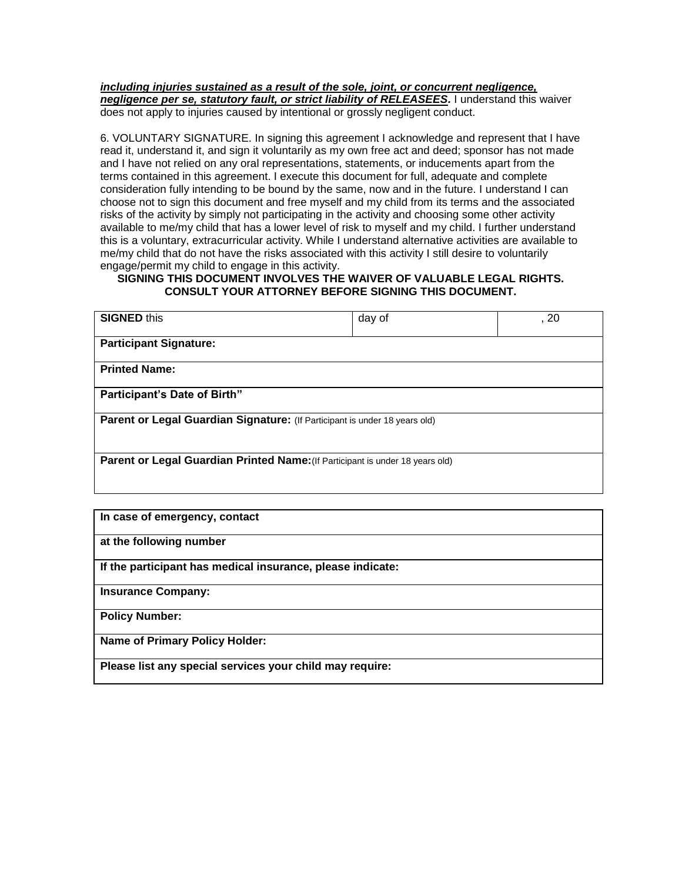***including injuries sustained as a result of the sole, joint, or concurrent negligence, negligence per se, statutory fault, or strict liability of RELEASEES.*** I understand this waiver does not apply to injuries caused by intentional or grossly negligent conduct.

6. VOLUNTARY SIGNATURE. In signing this agreement I acknowledge and represent that I have read it, understand it, and sign it voluntarily as my own free act and deed; sponsor has not made and I have not relied on any oral representations, statements, or inducements apart from the terms contained in this agreement. I execute this document for full, adequate and complete consideration fully intending to be bound by the same, now and in the future. I understand I can choose not to sign this document and free myself and my child from its terms and the associated risks of the activity by simply not participating in the activity and choosing some other activity available to me/my child that has a lower level of risk to myself and my child. I further understand this is a voluntary, extracurricular activity. While I understand alternative activities are available to me/my child that do not have the risks associated with this activity I still desire to voluntarily engage/permit my child to engage in this activity.

**SIGNING THIS DOCUMENT INVOLVES THE WAIVER OF VALUABLE LEGAL RIGHTS. CONSULT YOUR ATTORNEY BEFORE SIGNING THIS DOCUMENT.**

| | | |
|---|---|---|
| **SIGNED** this | day of | , 20 |
| **Participant Signature:** | | |
| **Printed Name:** | | |
| **Participant's Date of Birth"** | | |
| **Parent or Legal Guardian Signature:** (If Participant is under 18 years old) | | |
| **Parent or Legal Guardian Printed Name:**(If Participant is under 18 years old) | | |

| |
|---|
| **In case of emergency, contact** |
| **at the following number** |
| **If the participant has medical insurance, please indicate:** |
| **Insurance Company:** |
| **Policy Number:** |
| **Name of Primary Policy Holder:** |
| **Please list any special services your child may require:** |